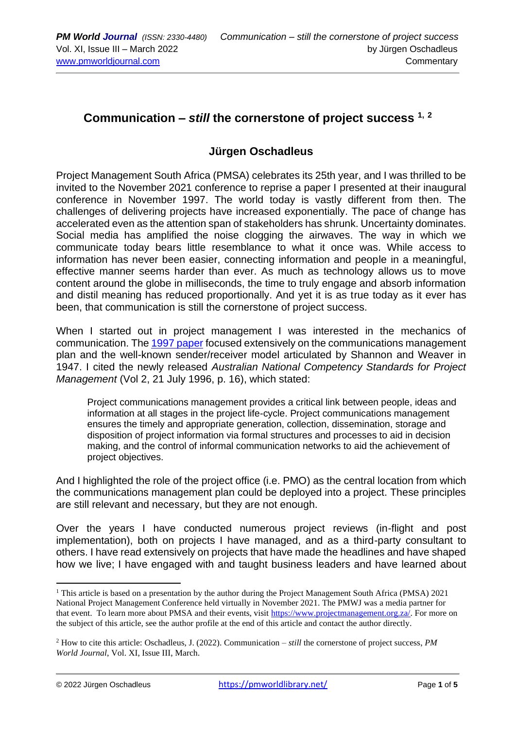# Communication – *still* the cornerstone of project success [1, 2]

## Jürgen Oschadleus

Project Management South Africa (PMSA) celebrates its 25th year, and I was thrilled to be invited to the November 2021 conference to reprise a paper I presented at their inaugural conference in November 1997. The world today is vastly different from then. The challenges of delivering projects have increased exponentially. The pace of change has accelerated even as the attention span of stakeholders has shrunk. Uncertainty dominates. Social media has amplified the noise clogging the airwaves. The way in which we communicate today bears little resemblance to what it once was. While access to information has never been easier, connecting information and people in a meaningful, effective manner seems harder than ever. As much as technology allows us to move content around the globe in milliseconds, the time to truly engage and absorb information and distil meaning has reduced proportionally. And yet it is as true today as it ever has been, that communication is still the cornerstone of project success.

When I started out in project management I was interested in the mechanics of communication. The [1997 paper](1997 paper) focused extensively on the communications management plan and the well-known sender/receiver model articulated by Shannon and Weaver in 1947. I cited the newly released *Australian National Competency Standards for Project Management* (Vol 2, 21 July 1996, p. 16), which stated:

> Project communications management provides a critical link between people, ideas and information at all stages in the project life-cycle. Project communications management ensures the timely and appropriate generation, collection, dissemination, storage and disposition of project information via formal structures and processes to aid in decision making, and the control of informal communication networks to aid the achievement of project objectives.

And I highlighted the role of the project office (i.e. PMO) as the central location from which the communications management plan could be deployed into a project. These principles are still relevant and necessary, but they are not enough.

Over the years I have conducted numerous project reviews (in-flight and post implementation), both on projects I have managed, and as a third-party consultant to others. I have read extensively on projects that have made the headlines and have shaped how we live; I have engaged with and taught business leaders and have learned about

---

[1] This article is based on a presentation by the author during the Project Management South Africa (PMSA) 2021 National Project Management Conference held virtually in November 2021. The PMWJ was a media partner for that event. To learn more about PMSA and their events, visit https://www.projectmanagement.org.za/. For more on the subject of this article, see the author profile at the end of this article and contact the author directly.

[2] How to cite this article: Oschadleus, J. (2022). Communication – *still* the cornerstone of project success, *PM World Journal*, Vol. XI, Issue III, March.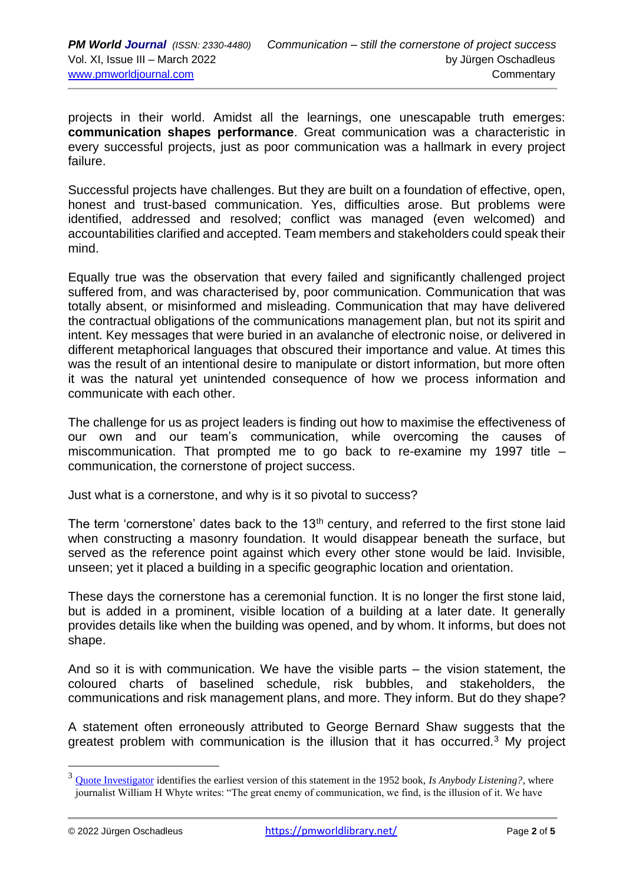projects in their world. Amidst all the learnings, one unescapable truth emerges: **communication shapes performance**. Great communication was a characteristic in every successful projects, just as poor communication was a hallmark in every project failure.

Successful projects have challenges. But they are built on a foundation of effective, open, honest and trust-based communication. Yes, difficulties arose. But problems were identified, addressed and resolved; conflict was managed (even welcomed) and accountabilities clarified and accepted. Team members and stakeholders could speak their mind.

Equally true was the observation that every failed and significantly challenged project suffered from, and was characterised by, poor communication. Communication that was totally absent, or misinformed and misleading. Communication that may have delivered the contractual obligations of the communications management plan, but not its spirit and intent. Key messages that were buried in an avalanche of electronic noise, or delivered in different metaphorical languages that obscured their importance and value. At times this was the result of an intentional desire to manipulate or distort information, but more often it was the natural yet unintended consequence of how we process information and communicate with each other.

The challenge for us as project leaders is finding out how to maximise the effectiveness of our own and our team's communication, while overcoming the causes of miscommunication. That prompted me to go back to re-examine my 1997 title – communication, the cornerstone of project success.

Just what is a cornerstone, and why is it so pivotal to success?

The term 'cornerstone' dates back to the 13th century, and referred to the first stone laid when constructing a masonry foundation. It would disappear beneath the surface, but served as the reference point against which every other stone would be laid. Invisible, unseen; yet it placed a building in a specific geographic location and orientation.

These days the cornerstone has a ceremonial function. It is no longer the first stone laid, but is added in a prominent, visible location of a building at a later date. It generally provides details like when the building was opened, and by whom. It informs, but does not shape.

And so it is with communication. We have the visible parts – the vision statement, the coloured charts of baselined schedule, risk bubbles, and stakeholders, the communications and risk management plans, and more. They inform. But do they shape?

A statement often erroneously attributed to George Bernard Shaw suggests that the greatest problem with communication is the illusion that it has occurred.[3] My project

---

[3] Quote Investigator identifies the earliest version of this statement in the 1952 book, *Is Anybody Listening?*, where journalist William H Whyte writes: "The great enemy of communication, we find, is the illusion of it. We have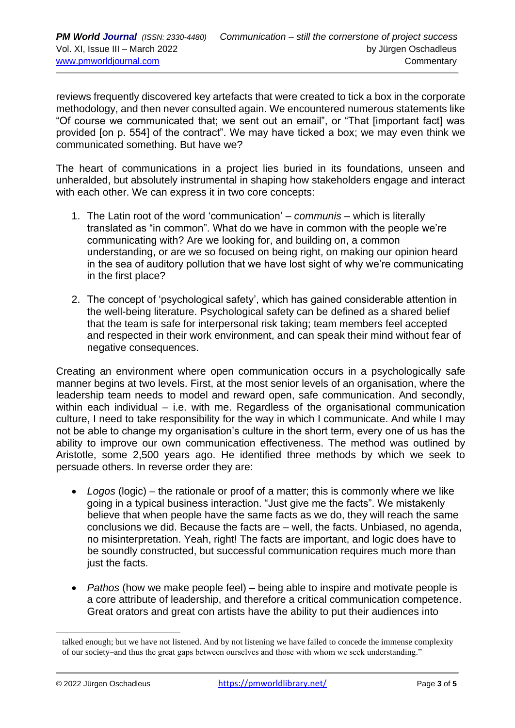reviews frequently discovered key artefacts that were created to tick a box in the corporate methodology, and then never consulted again. We encountered numerous statements like "Of course we communicated that; we sent out an email", or "That [important fact] was provided [on p. 554] of the contract". We may have ticked a box; we may even think we communicated something. But have we?

The heart of communications in a project lies buried in its foundations, unseen and unheralded, but absolutely instrumental in shaping how stakeholders engage and interact with each other. We can express it in two core concepts:

1. The Latin root of the word 'communication' – *communis* – which is literally translated as "in common". What do we have in common with the people we're communicating with? Are we looking for, and building on, a common understanding, or are we so focused on being right, on making our opinion heard in the sea of auditory pollution that we have lost sight of why we're communicating in the first place?

2. The concept of 'psychological safety', which has gained considerable attention in the well-being literature. Psychological safety can be defined as a shared belief that the team is safe for interpersonal risk taking; team members feel accepted and respected in their work environment, and can speak their mind without fear of negative consequences.

Creating an environment where open communication occurs in a psychologically safe manner begins at two levels. First, at the most senior levels of an organisation, where the leadership team needs to model and reward open, safe communication. And secondly, within each individual – i.e. with me. Regardless of the organisational communication culture, I need to take responsibility for the way in which I communicate. And while I may not be able to change my organisation's culture in the short term, every one of us has the ability to improve our own communication effectiveness. The method was outlined by Aristotle, some 2,500 years ago. He identified three methods by which we seek to persuade others. In reverse order they are:

- *Logos* (logic) – the rationale or proof of a matter; this is commonly where we like going in a typical business interaction. "Just give me the facts". We mistakenly believe that when people have the same facts as we do, they will reach the same conclusions we did. Because the facts are – well, the facts. Unbiased, no agenda, no misinterpretation. Yeah, right! The facts are important, and logic does have to be soundly constructed, but successful communication requires much more than just the facts.

- *Pathos* (how we make people feel) – being able to inspire and motivate people is a core attribute of leadership, and therefore a critical communication competence. Great orators and great con artists have the ability to put their audiences into

talked enough; but we have not listened. And by not listening we have failed to concede the immense complexity of our society–and thus the great gaps between ourselves and those with whom we seek understanding."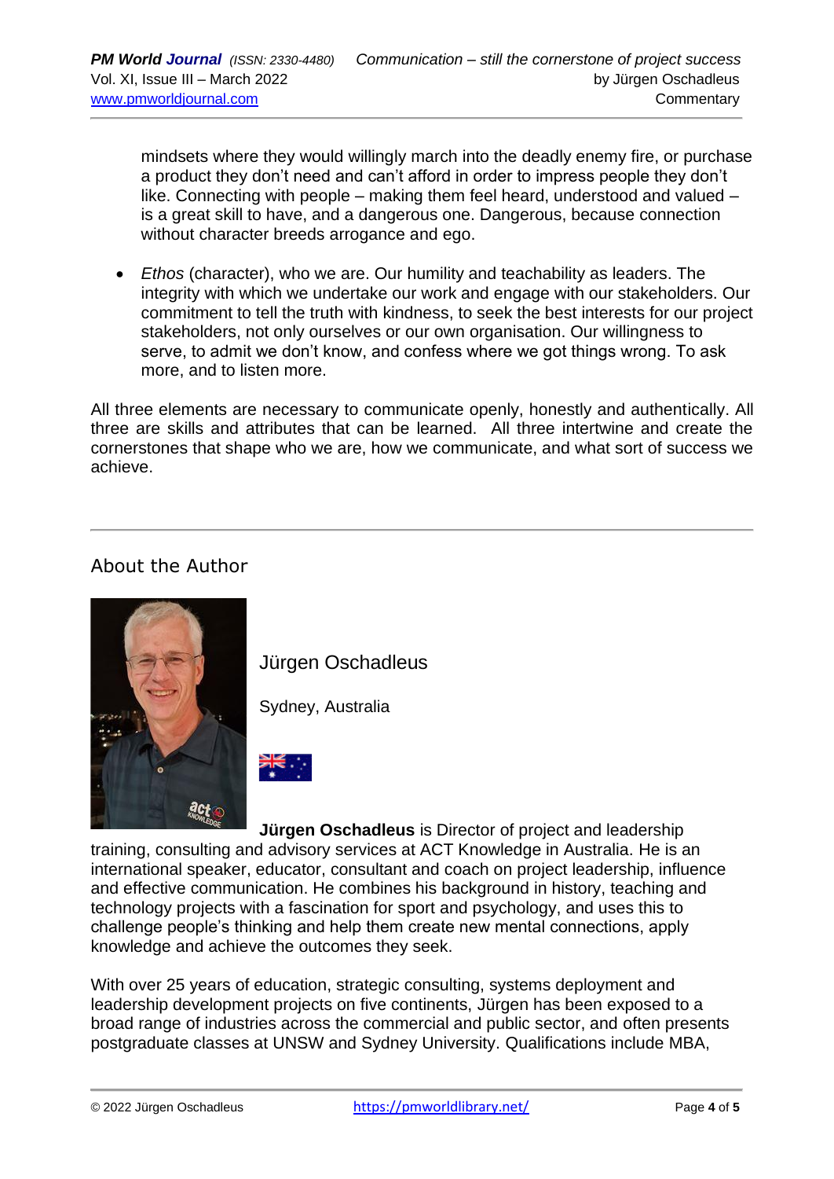mindsets where they would willingly march into the deadly enemy fire, or purchase a product they don't need and can't afford in order to impress people they don't like. Connecting with people – making them feel heard, understood and valued – is a great skill to have, and a dangerous one. Dangerous, because connection without character breeds arrogance and ego.

- *Ethos* (character), who we are. Our humility and teachability as leaders. The integrity with which we undertake our work and engage with our stakeholders. Our commitment to tell the truth with kindness, to seek the best interests for our project stakeholders, not only ourselves or our own organisation. Our willingness to serve, to admit we don't know, and confess where we got things wrong. To ask more, and to listen more.

All three elements are necessary to communicate openly, honestly and authentically. All three are skills and attributes that can be learned. All three intertwine and create the cornerstones that shape who we are, how we communicate, and what sort of success we achieve.

---

## About the Author

Jürgen Oschadleus

Sydney, Australia

**Jürgen Oschadleus** is Director of project and leadership training, consulting and advisory services at ACT Knowledge in Australia. He is an international speaker, educator, consultant and coach on project leadership, influence and effective communication. He combines his background in history, teaching and technology projects with a fascination for sport and psychology, and uses this to challenge people's thinking and help them create new mental connections, apply knowledge and achieve the outcomes they seek.

With over 25 years of education, strategic consulting, systems deployment and leadership development projects on five continents, Jürgen has been exposed to a broad range of industries across the commercial and public sector, and often presents postgraduate classes at UNSW and Sydney University. Qualifications include MBA,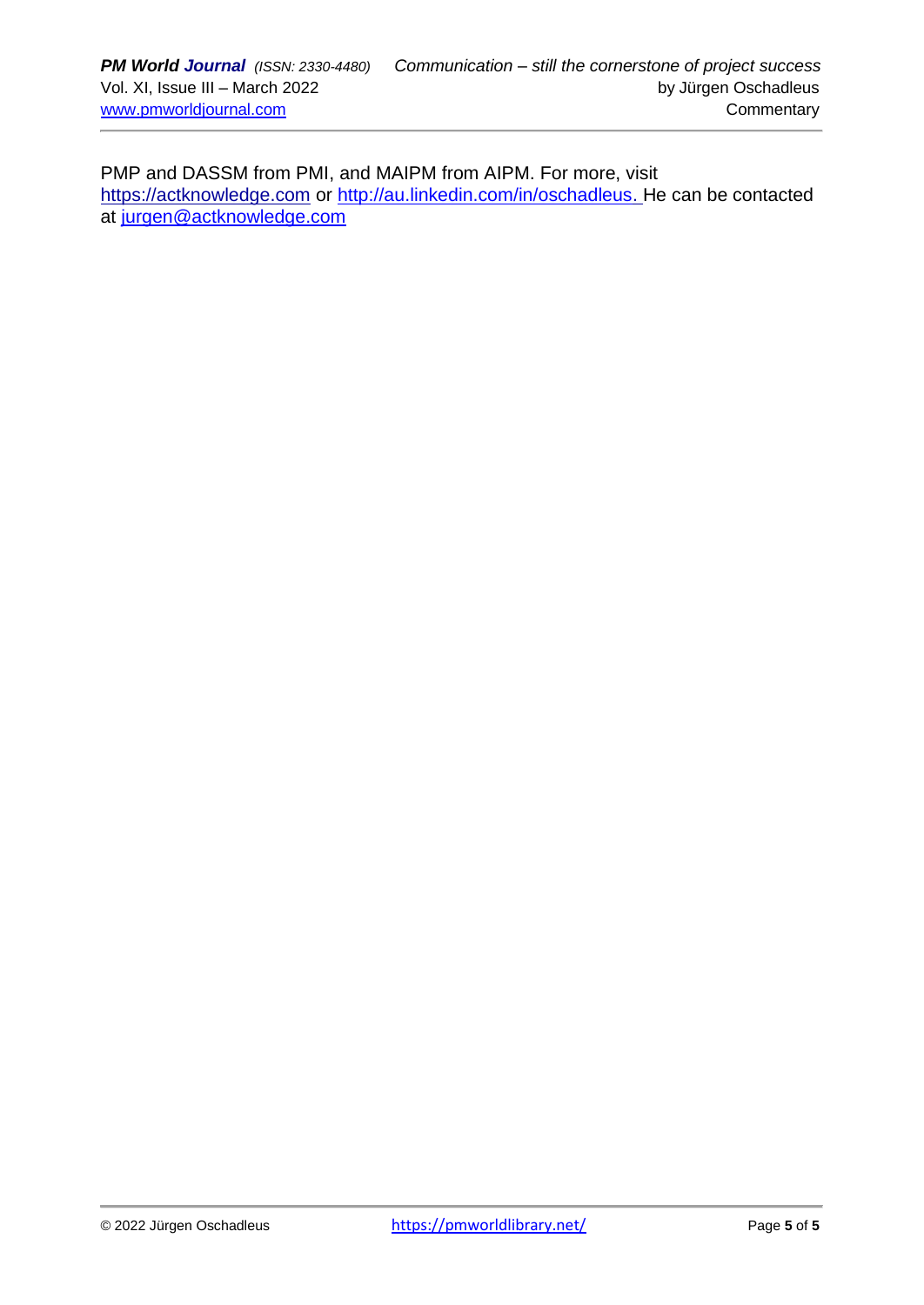PMP and DASSM from PMI, and MAIPM from AIPM. For more, visit https://actknowledge.com or http://au.linkedin.com/in/oschadleus. He can be contacted at jurgen@actknowledge.com